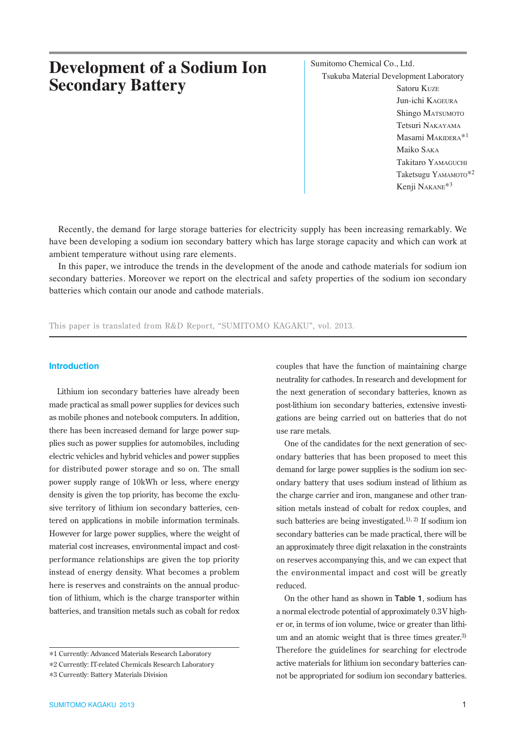# Development of a Sodium Ion Secondary Battery

Sumitomo Chemical Co., Ltd.
Tsukuba Material Development Laboratory
Satoru Kuze
Jun-ichi Kageura
Shingo Matsumoto
Tetsuri Nakayama
Masami Makidera*1
Maiko Saka
Takitaro Yamaguchi
Taketsugu Yamamoto*2
Kenji Nakane*3

Recently, the demand for large storage batteries for electricity supply has been increasing remarkably. We have been developing a sodium ion secondary battery which has large storage capacity and which can work at ambient temperature without using rare elements.

In this paper, we introduce the trends in the development of the anode and cathode materials for sodium ion secondary batteries. Moreover we report on the electrical and safety properties of the sodium ion secondary batteries which contain our anode and cathode materials.

This paper is translated from R&D Report, "SUMITOMO KAGAKU", vol. 2013.

## Introduction

Lithium ion secondary batteries have already been made practical as small power supplies for devices such as mobile phones and notebook computers. In addition, there has been increased demand for large power supplies such as power supplies for automobiles, including electric vehicles and hybrid vehicles and power supplies for distributed power storage and so on. The small power supply range of 10kWh or less, where energy density is given the top priority, has become the exclusive territory of lithium ion secondary batteries, centered on applications in mobile information terminals. However for large power supplies, where the weight of material cost increases, environmental impact and cost-performance relationships are given the top priority instead of energy density. What becomes a problem here is reserves and constraints on the annual production of lithium, which is the charge transporter within batteries, and transition metals such as cobalt for redox couples that have the function of maintaining charge neutrality for cathodes. In research and development for the next generation of secondary batteries, known as post-lithium ion secondary batteries, extensive investigations are being carried out on batteries that do not use rare metals.

One of the candidates for the next generation of secondary batteries that has been proposed to meet this demand for large power supplies is the sodium ion secondary battery that uses sodium instead of lithium as the charge carrier and iron, manganese and other transition metals instead of cobalt for redox couples, and such batteries are being investigated.[1), 2)] If sodium ion secondary batteries can be made practical, there will be an approximately three digit relaxation in the constraints on reserves accompanying this, and we can expect that the environmental impact and cost will be greatly reduced.

On the other hand as shown in **Table 1**, sodium has a normal electrode potential of approximately 0.3V higher or, in terms of ion volume, twice or greater than lithium and an atomic weight that is three times greater.[3)] Therefore the guidelines for searching for electrode active materials for lithium ion secondary batteries cannot be appropriated for sodium ion secondary batteries.

*1 Currently: Advanced Materials Research Laboratory
*2 Currently: IT-related Chemicals Research Laboratory
*3 Currently: Battery Materials Division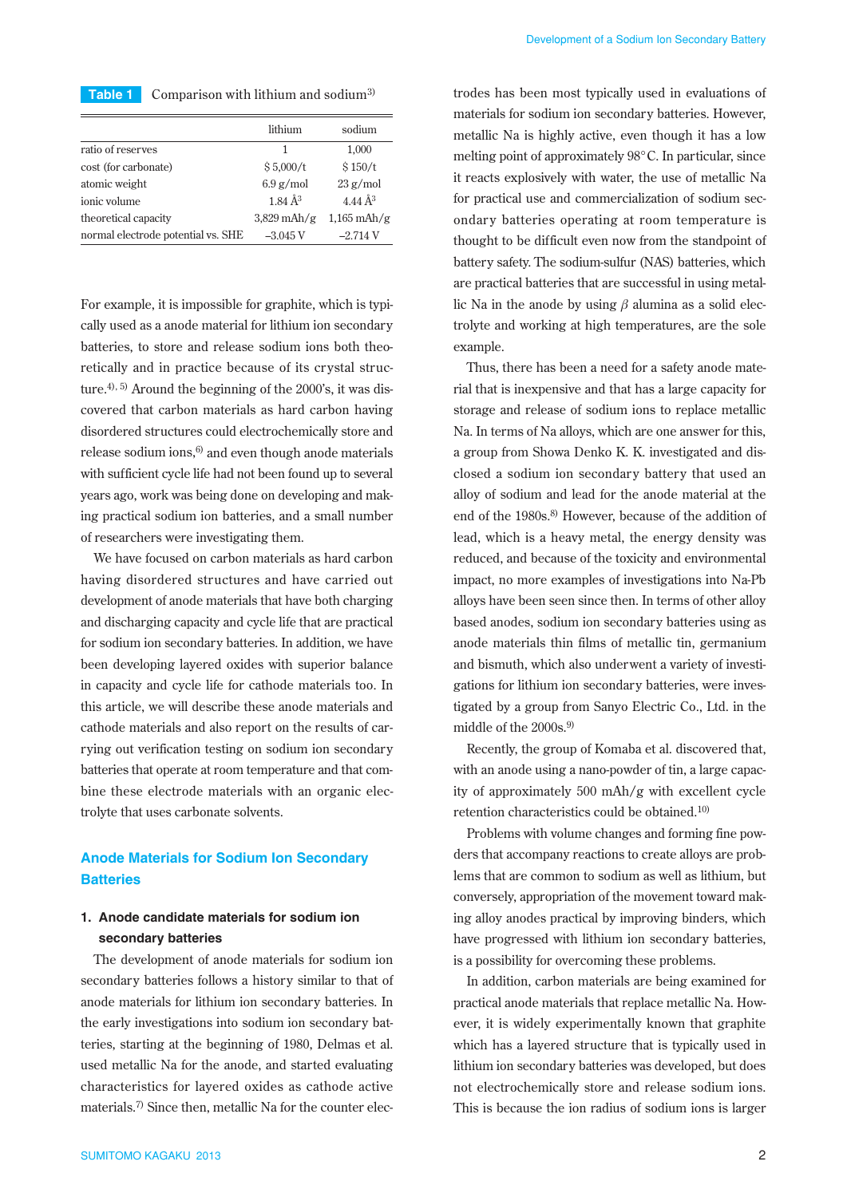**Table 1** Comparison with lithium and sodium[3)]

| | lithium | sodium |
|---|---|---|
| ratio of reserves | 1 | 1,000 |
| cost (for carbonate) | $5,000/t | $150/t |
| atomic weight | 6.9 g/mol | 23 g/mol |
| ionic volume | 1.84 Å$^3$ | 4.44 Å$^3$ |
| theoretical capacity | 3,829 mAh/g | 1,165 mAh/g |
| normal electrode potential vs. SHE | –3.045 V | –2.714 V |

For example, it is impossible for graphite, which is typically used as a anode material for lithium ion secondary batteries, to store and release sodium ions both theoretically and in practice because of its crystal structure.[4), 5)] Around the beginning of the 2000's, it was discovered that carbon materials as hard carbon having disordered structures could electrochemically store and release sodium ions,[6)] and even though anode materials with sufficient cycle life had not been found up to several years ago, work was being done on developing and making practical sodium ion batteries, and a small number of researchers were investigating them.

We have focused on carbon materials as hard carbon having disordered structures and have carried out development of anode materials that have both charging and discharging capacity and cycle life that are practical for sodium ion secondary batteries. In addition, we have been developing layered oxides with superior balance in capacity and cycle life for cathode materials too. In this article, we will describe these anode materials and cathode materials and also report on the results of carrying out verification testing on sodium ion secondary batteries that operate at room temperature and that combine these electrode materials with an organic electrolyte that uses carbonate solvents.

## Anode Materials for Sodium Ion Secondary Batteries

### 1. Anode candidate materials for sodium ion secondary batteries

The development of anode materials for sodium ion secondary batteries follows a history similar to that of anode materials for lithium ion secondary batteries. In the early investigations into sodium ion secondary batteries, starting at the beginning of 1980, Delmas et al. used metallic Na for the anode, and started evaluating characteristics for layered oxides as cathode active materials.[7)] Since then, metallic Na for the counter electrodes has been most typically used in evaluations of materials for sodium ion secondary batteries. However, metallic Na is highly active, even though it has a low melting point of approximately 98°C. In particular, since it reacts explosively with water, the use of metallic Na for practical use and commercialization of sodium secondary batteries operating at room temperature is thought to be difficult even now from the standpoint of battery safety. The sodium-sulfur (NAS) batteries, which are practical batteries that are successful in using metallic Na in the anode by using $\beta$ alumina as a solid electrolyte and working at high temperatures, are the sole example.

Thus, there has been a need for a safety anode material that is inexpensive and that has a large capacity for storage and release of sodium ions to replace metallic Na. In terms of Na alloys, which are one answer for this, a group from Showa Denko K. K. investigated and disclosed a sodium ion secondary battery that used an alloy of sodium and lead for the anode material at the end of the 1980s.[8)] However, because of the addition of lead, which is a heavy metal, the energy density was reduced, and because of the toxicity and environmental impact, no more examples of investigations into Na-Pb alloys have been seen since then. In terms of other alloy based anodes, sodium ion secondary batteries using as anode materials thin films of metallic tin, germanium and bismuth, which also underwent a variety of investigations for lithium ion secondary batteries, were investigated by a group from Sanyo Electric Co., Ltd. in the middle of the 2000s.[9)]

Recently, the group of Komaba et al. discovered that, with an anode using a nano-powder of tin, a large capacity of approximately 500 mAh/g with excellent cycle retention characteristics could be obtained.[10)]

Problems with volume changes and forming fine powders that accompany reactions to create alloys are problems that are common to sodium as well as lithium, but conversely, appropriation of the movement toward making alloy anodes practical by improving binders, which have progressed with lithium ion secondary batteries, is a possibility for overcoming these problems.

In addition, carbon materials are being examined for practical anode materials that replace metallic Na. However, it is widely experimentally known that graphite which has a layered structure that is typically used in lithium ion secondary batteries was developed, but does not electrochemically store and release sodium ions. This is because the ion radius of sodium ions is larger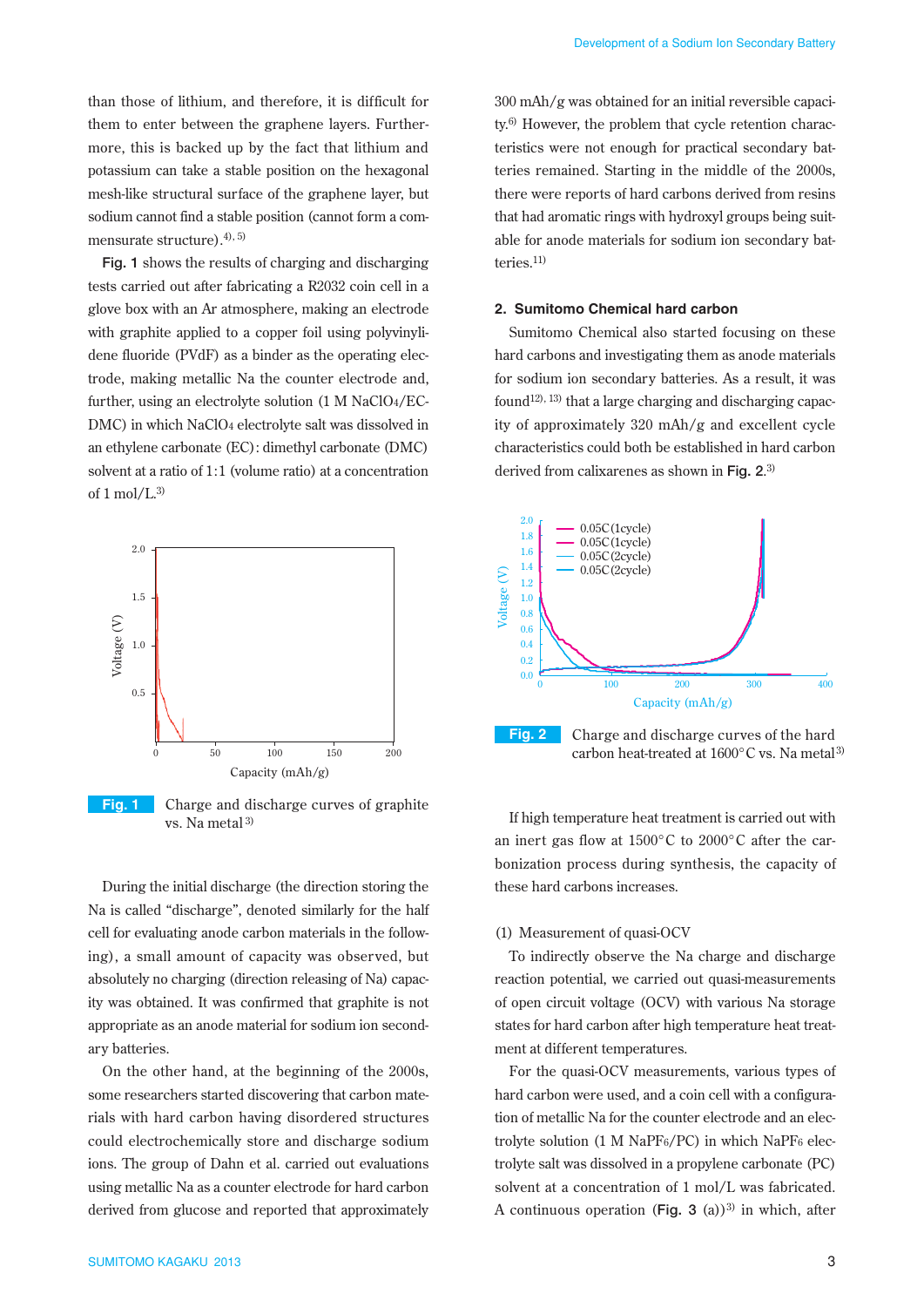than those of lithium, and therefore, it is difficult for them to enter between the graphene layers. Furthermore, this is backed up by the fact that lithium and potassium can take a stable position on the hexagonal mesh-like structural surface of the graphene layer, but sodium cannot find a stable position (cannot form a commensurate structure).[4), 5)]

**Fig. 1** shows the results of charging and discharging tests carried out after fabricating a R2032 coin cell in a glove box with an Ar atmosphere, making an electrode with graphite applied to a copper foil using polyvinylidene fluoride (PVdF) as a binder as the operating electrode, making metallic Na the counter electrode and, further, using an electrolyte solution (1 M $NaClO_4$/EC-DMC) in which $NaClO_4$ electrolyte salt was dissolved in an ethylene carbonate (EC) : dimethyl carbonate (DMC) solvent at a ratio of 1:1 (volume ratio) at a concentration of 1 mol/L.[3)]

**Fig. 1** Charge and discharge curves of graphite vs. Na metal[3)]

During the initial discharge (the direction storing the Na is called "discharge", denoted similarly for the half cell for evaluating anode carbon materials in the following), a small amount of capacity was observed, but absolutely no charging (direction releasing of Na) capacity was obtained. It was confirmed that graphite is not appropriate as an anode material for sodium ion secondary batteries.

On the other hand, at the beginning of the 2000s, some researchers started discovering that carbon materials with hard carbon having disordered structures could electrochemically store and discharge sodium ions. The group of Dahn et al. carried out evaluations using metallic Na as a counter electrode for hard carbon derived from glucose and reported that approximately 300 mAh/g was obtained for an initial reversible capacity.[6)] However, the problem that cycle retention characteristics were not enough for practical secondary batteries remained. Starting in the middle of the 2000s, there were reports of hard carbons derived from resins that had aromatic rings with hydroxyl groups being suitable for anode materials for sodium ion secondary batteries.[11)]

## 2. Sumitomo Chemical hard carbon

Sumitomo Chemical also started focusing on these hard carbons and investigating them as anode materials for sodium ion secondary batteries. As a result, it was found[12), 13)] that a large charging and discharging capacity of approximately 320 mAh/g and excellent cycle characteristics could both be established in hard carbon derived from calixarenes as shown in **Fig. 2**.[3)]

**Fig. 2** Charge and discharge curves of the hard carbon heat-treated at 1600°C vs. Na metal[3)]

If high temperature heat treatment is carried out with an inert gas flow at 1500°C to 2000°C after the carbonization process during synthesis, the capacity of these hard carbons increases.

(1) Measurement of quasi-OCV

To indirectly observe the Na charge and discharge reaction potential, we carried out quasi-measurements of open circuit voltage (OCV) with various Na storage states for hard carbon after high temperature heat treatment at different temperatures.

For the quasi-OCV measurements, various types of hard carbon were used, and a coin cell with a configuration of metallic Na for the counter electrode and an electrolyte solution (1 M $NaPF_6$/PC) in which $NaPF_6$ electrolyte salt was dissolved in a propylene carbonate (PC) solvent at a concentration of 1 mol/L was fabricated. A continuous operation (**Fig. 3** (a))[3)] in which, after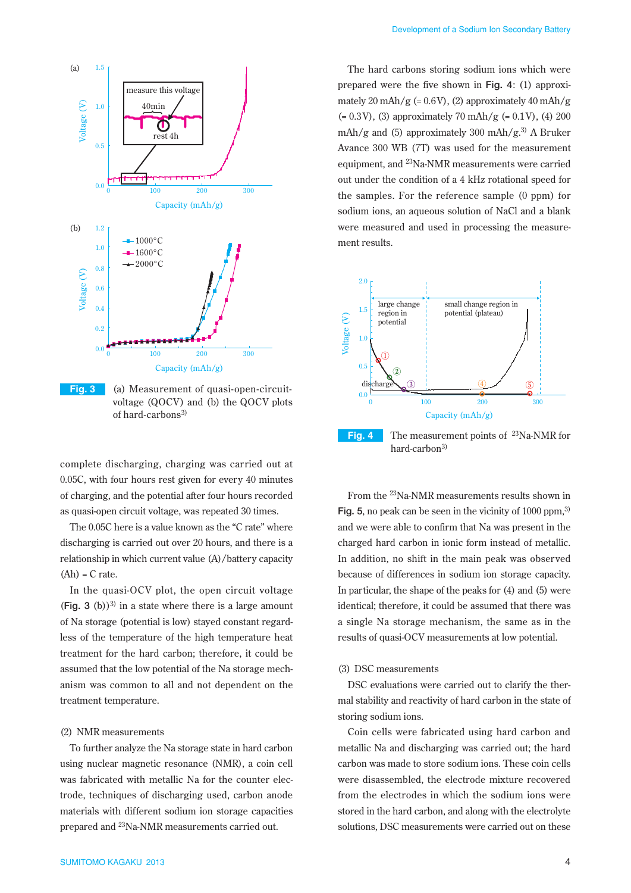Fig. 3 (a) Measurement of quasi-open-circuit-voltage (QOCV) and (b) the QOCV plots of hard-carbons[3)]

complete discharging, charging was carried out at 0.05C, with four hours rest given for every 40 minutes of charging, and the potential after four hours recorded as quasi-open circuit voltage, was repeated 30 times.

The 0.05C here is a value known as the "C rate" where discharging is carried out over 20 hours, and there is a relationship in which current value (A)/battery capacity (Ah) = C rate.

In the quasi-OCV plot, the open circuit voltage (**Fig. 3** (b))[3)] in a state where there is a large amount of Na storage (potential is low) stayed constant regardless of the temperature of the high temperature heat treatment for the hard carbon; therefore, it could be assumed that the low potential of the Na storage mechanism was common to all and not dependent on the treatment temperature.

(2) NMR measurements

To further analyze the Na storage state in hard carbon using nuclear magnetic resonance (NMR), a coin cell was fabricated with metallic Na for the counter electrode, techniques of discharging used, carbon anode materials with different sodium ion storage capacities prepared and $^{23}$Na-NMR measurements carried out.

The hard carbons storing sodium ions which were prepared were the five shown in **Fig. 4**: (1) approximately 20 mAh/g (≒ 0.6V), (2) approximately 40 mAh/g (≒ 0.3V), (3) approximately 70 mAh/g (≒ 0.1V), (4) 200 mAh/g and (5) approximately 300 mAh/g.[3)] A Bruker Avance 300 WB (7T) was used for the measurement equipment, and $^{23}$Na-NMR measurements were carried out under the condition of a 4 kHz rotational speed for the samples. For the reference sample (0 ppm) for sodium ions, an aqueous solution of NaCl and a blank were measured and used in processing the measurement results.

Fig. 4 The measurement points of $^{23}$Na-NMR for hard-carbon[3)]

From the $^{23}$Na-NMR measurements results shown in **Fig. 5**, no peak can be seen in the vicinity of 1000 ppm,[3)] and we were able to confirm that Na was present in the charged hard carbon in ionic form instead of metallic. In addition, no shift in the main peak was observed because of differences in sodium ion storage capacity. In particular, the shape of the peaks for (4) and (5) were identical; therefore, it could be assumed that there was a single Na storage mechanism, the same as in the results of quasi-OCV measurements at low potential.

(3) DSC measurements

DSC evaluations were carried out to clarify the thermal stability and reactivity of hard carbon in the state of storing sodium ions.

Coin cells were fabricated using hard carbon and metallic Na and discharging was carried out; the hard carbon was made to store sodium ions. These coin cells were disassembled, the electrode mixture recovered from the electrodes in which the sodium ions were stored in the hard carbon, and along with the electrolyte solutions, DSC measurements were carried out on these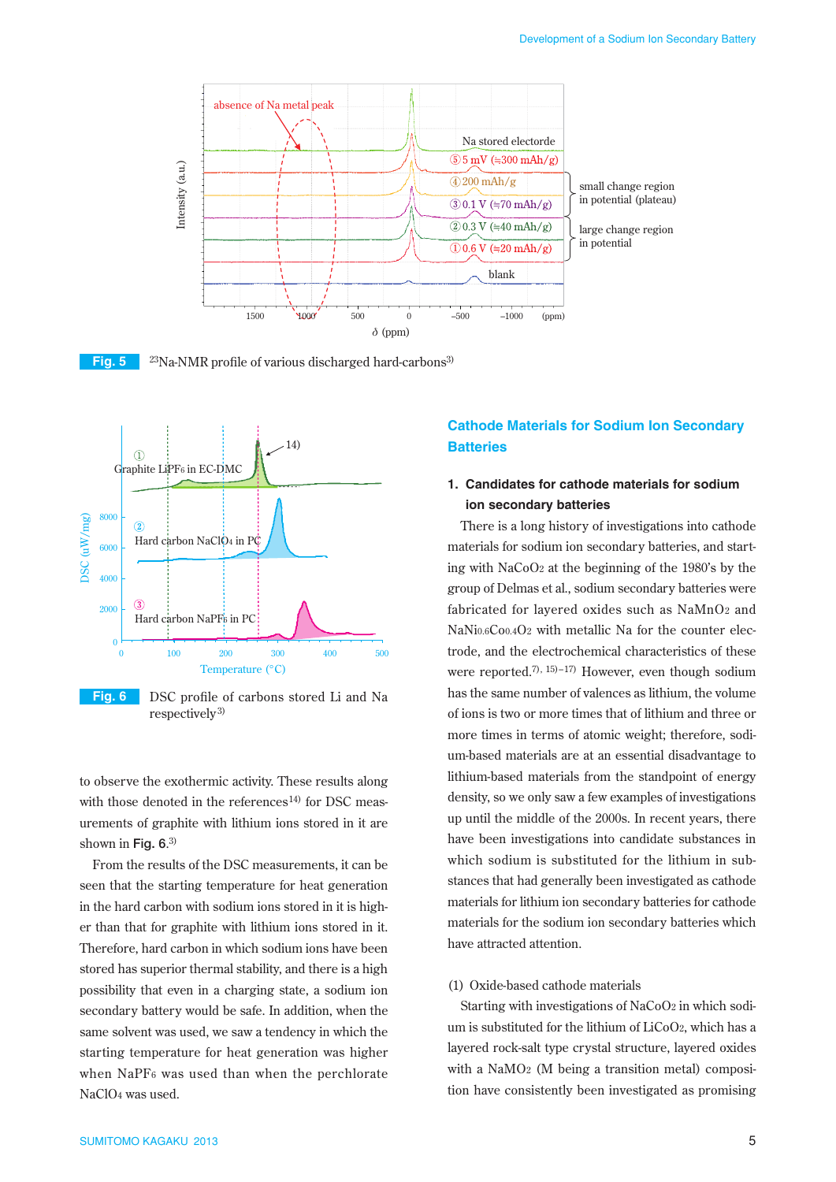Fig. 5 $^{23}$Na-NMR profile of various discharged hard-carbons[3]

Fig. 6 DSC profile of carbons stored Li and Na respectively[3]

to observe the exothermic activity. These results along with those denoted in the references[14] for DSC measurements of graphite with lithium ions stored in it are shown in **Fig. 6**.[3]

From the results of the DSC measurements, it can be seen that the starting temperature for heat generation in the hard carbon with sodium ions stored in it is higher than that for graphite with lithium ions stored in it. Therefore, hard carbon in which sodium ions have been stored has superior thermal stability, and there is a high possibility that even in a charging state, a sodium ion secondary battery would be safe. In addition, when the same solvent was used, we saw a tendency in which the starting temperature for heat generation was higher when $NaPF_6$ was used than when the perchlorate $NaClO_4$ was used.

## Cathode Materials for Sodium Ion Secondary Batteries

### 1. Candidates for cathode materials for sodium ion secondary batteries

There is a long history of investigations into cathode materials for sodium ion secondary batteries, and starting with $NaCoO_2$ at the beginning of the 1980's by the group of Delmas et al., sodium secondary batteries were fabricated for layered oxides such as $NaMnO_2$ and $NaNi_{0.6}Co_{0.4}O_2$ with metallic Na for the counter electrode, and the electrochemical characteristics of these were reported.[7), 15)–17)] However, even though sodium has the same number of valences as lithium, the volume of ions is two or more times that of lithium and three or more times in terms of atomic weight; therefore, sodium-based materials are at an essential disadvantage to lithium-based materials from the standpoint of energy density, so we only saw a few examples of investigations up until the middle of the 2000s. In recent years, there have been investigations into candidate substances in which sodium is substituted for the lithium in substances that had generally been investigated as cathode materials for lithium ion secondary batteries for cathode materials for the sodium ion secondary batteries which have attracted attention.

(1) Oxide-based cathode materials

Starting with investigations of $NaCoO_2$ in which sodium is substituted for the lithium of $LiCoO_2$, which has a layered rock-salt type crystal structure, layered oxides with a $NaMO_2$ (M being a transition metal) composition have consistently been investigated as promising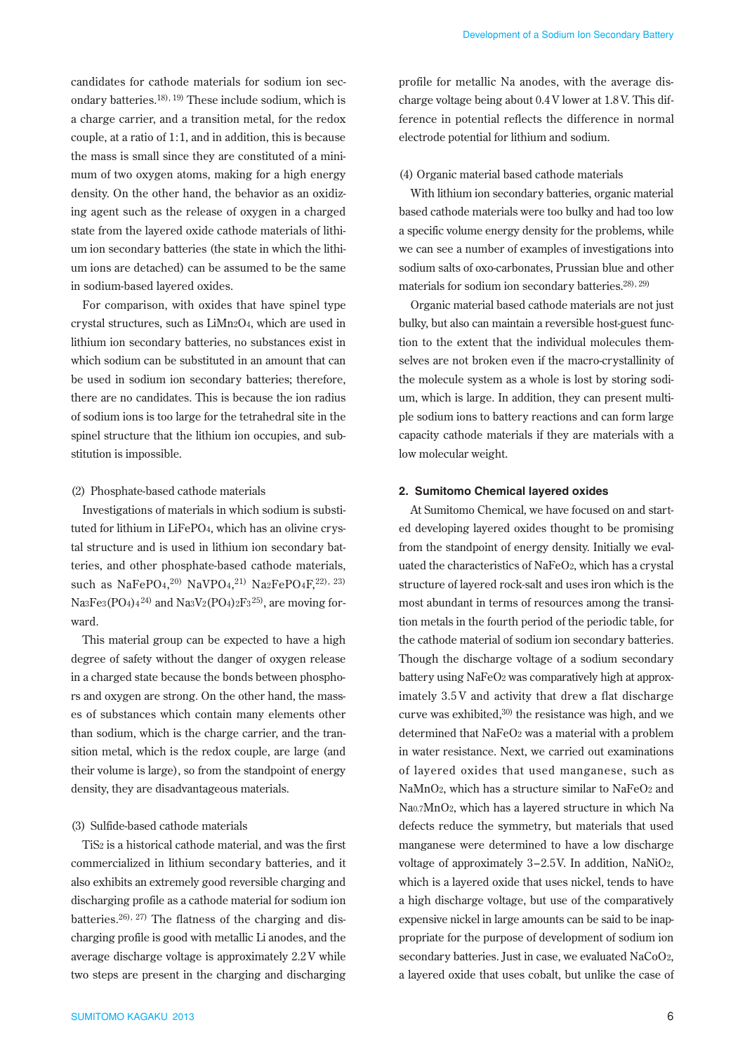candidates for cathode materials for sodium ion secondary batteries.[18), 19)] These include sodium, which is a charge carrier, and a transition metal, for the redox couple, at a ratio of 1:1, and in addition, this is because the mass is small since they are constituted of a minimum of two oxygen atoms, making for a high energy density. On the other hand, the behavior as an oxidizing agent such as the release of oxygen in a charged state from the layered oxide cathode materials of lithium ion secondary batteries (the state in which the lithium ions are detached) can be assumed to be the same in sodium-based layered oxides.

For comparison, with oxides that have spinel type crystal structures, such as $LiMn_2O_4$, which are used in lithium ion secondary batteries, no substances exist in which sodium can be substituted in an amount that can be used in sodium ion secondary batteries; therefore, there are no candidates. This is because the ion radius of sodium ions is too large for the tetrahedral site in the spinel structure that the lithium ion occupies, and substitution is impossible.

(2) Phosphate-based cathode materials

Investigations of materials in which sodium is substituted for lithium in $LiFePO_4$, which has an olivine crystal structure and is used in lithium ion secondary batteries, and other phosphate-based cathode materials, such as $NaFePO_4$,[20)] $NaVPO_4$,[21)] $Na_2FePO_4F$,[22), 23)] $Na_3Fe_3(PO_4)_4$[24)] and $Na_3V_2(PO_4)_2F_3$[25)], are moving forward.

This material group can be expected to have a high degree of safety without the danger of oxygen release in a charged state because the bonds between phosphors and oxygen are strong. On the other hand, the masses of substances which contain many elements other than sodium, which is the charge carrier, and the transition metal, which is the redox couple, are large (and their volume is large), so from the standpoint of energy density, they are disadvantageous materials.

(3) Sulfide-based cathode materials

$TiS_2$ is a historical cathode material, and was the first commercialized in lithium secondary batteries, and it also exhibits an extremely good reversible charging and discharging profile as a cathode material for sodium ion batteries.[26), 27)] The flatness of the charging and discharging profile is good with metallic Li anodes, and the average discharge voltage is approximately 2.2 V while two steps are present in the charging and discharging profile for metallic Na anodes, with the average discharge voltage being about 0.4 V lower at 1.8 V. This difference in potential reflects the difference in normal electrode potential for lithium and sodium.

(4) Organic material based cathode materials

With lithium ion secondary batteries, organic material based cathode materials were too bulky and had too low a specific volume energy density for the problems, while we can see a number of examples of investigations into sodium salts of oxo-carbonates, Prussian blue and other materials for sodium ion secondary batteries.[28), 29)]

Organic material based cathode materials are not just bulky, but also can maintain a reversible host-guest function to the extent that the individual molecules themselves are not broken even if the macro-crystallinity of the molecule system as a whole is lost by storing sodium, which is large. In addition, they can present multiple sodium ions to battery reactions and can form large capacity cathode materials if they are materials with a low molecular weight.

## 2. Sumitomo Chemical layered oxides

At Sumitomo Chemical, we have focused on and started developing layered oxides thought to be promising from the standpoint of energy density. Initially we evaluated the characteristics of $NaFeO_2$, which has a crystal structure of layered rock-salt and uses iron which is the most abundant in terms of resources among the transition metals in the fourth period of the periodic table, for the cathode material of sodium ion secondary batteries. Though the discharge voltage of a sodium secondary battery using $NaFeO_2$ was comparatively high at approximately 3.5 V and activity that drew a flat discharge curve was exhibited,[30)] the resistance was high, and we determined that $NaFeO_2$ was a material with a problem in water resistance. Next, we carried out examinations of layered oxides that used manganese, such as $NaMnO_2$, which has a structure similar to $NaFeO_2$ and $Na_{0.7}MnO_2$, which has a layered structure in which Na defects reduce the symmetry, but materials that used manganese were determined to have a low discharge voltage of approximately 3–2.5 V. In addition, $NaNiO_2$, which is a layered oxide that uses nickel, tends to have a high discharge voltage, but use of the comparatively expensive nickel in large amounts can be said to be inappropriate for the purpose of development of sodium ion secondary batteries. Just in case, we evaluated $NaCoO_2$, a layered oxide that uses cobalt, but unlike the case of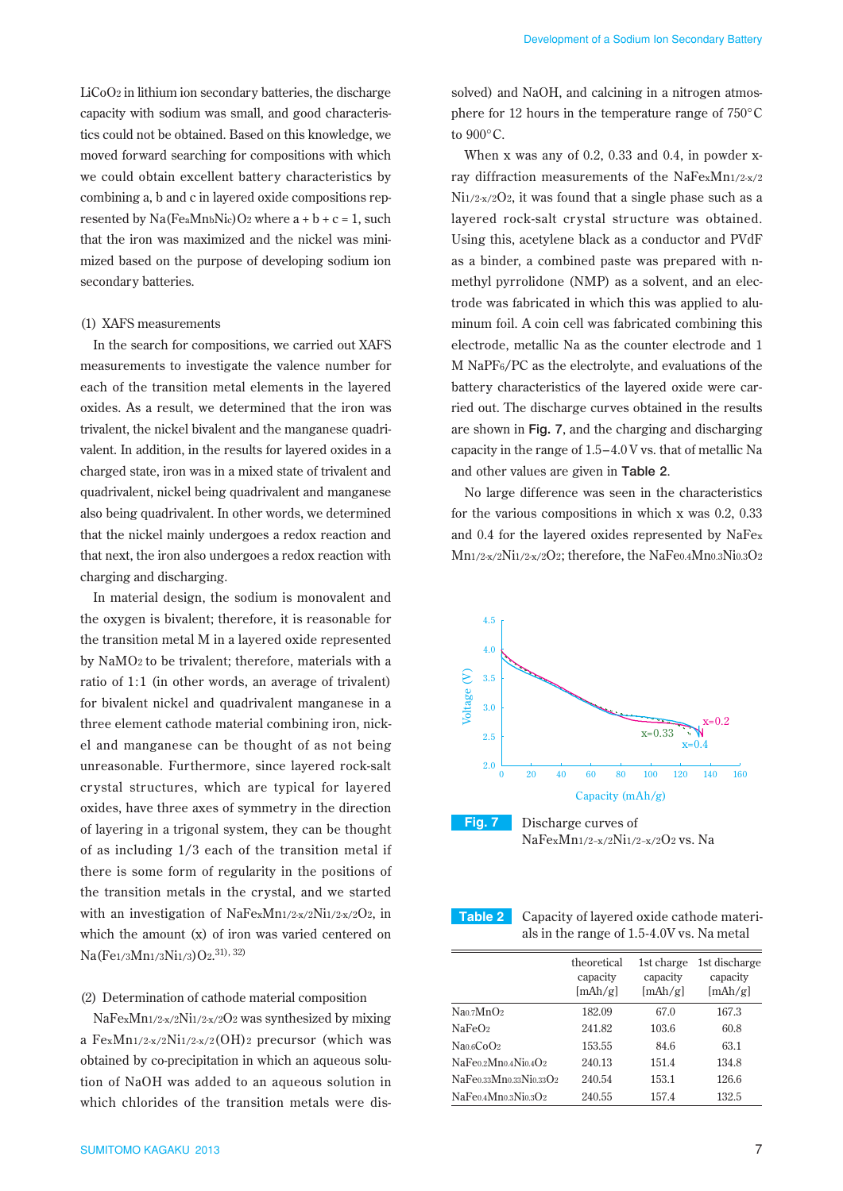$LiCoO_2$ in lithium ion secondary batteries, the discharge capacity with sodium was small, and good characteristics could not be obtained. Based on this knowledge, we moved forward searching for compositions with which we could obtain excellent battery characteristics by combining a, b and c in layered oxide compositions represented by $Na(Fe_aMn_bNi_c)O_2$ where a + b + c = 1, such that the iron was maximized and the nickel was minimized based on the purpose of developing sodium ion secondary batteries.

(1) XAFS measurements

In the search for compositions, we carried out XAFS measurements to investigate the valence number for each of the transition metal elements in the layered oxides. As a result, we determined that the iron was trivalent, the nickel bivalent and the manganese quadrivalent. In addition, in the results for layered oxides in a charged state, iron was in a mixed state of trivalent and quadrivalent, nickel being quadrivalent and manganese also being quadrivalent. In other words, we determined that the nickel mainly undergoes a redox reaction and that next, the iron also undergoes a redox reaction with charging and discharging.

In material design, the sodium is monovalent and the oxygen is bivalent; therefore, it is reasonable for the transition metal M in a layered oxide represented by $NaMO_2$ to be trivalent; therefore, materials with a ratio of 1:1 (in other words, an average of trivalent) for bivalent nickel and quadrivalent manganese in a three element cathode material combining iron, nickel and manganese can be thought of as not being unreasonable. Furthermore, since layered rock-salt crystal structures, which are typical for layered oxides, have three axes of symmetry in the direction of layering in a trigonal system, they can be thought of as including 1/3 each of the transition metal if there is some form of regularity in the positions of the transition metals in the crystal, and we started with an investigation of $NaFe_xMn_{1/2\text{-}x/2}Ni_{1/2\text{-}x/2}O_2$, in which the amount (x) of iron was varied centered on $Na(Fe_{1/3}Mn_{1/3}Ni_{1/3})O_2$.[31), 32)]

(2) Determination of cathode material composition

$NaFe_xMn_{1/2\text{-}x/2}Ni_{1/2\text{-}x/2}O_2$ was synthesized by mixing a $Fe_xMn_{1/2\text{-}x/2}Ni_{1/2\text{-}x/2}(OH)_2$ precursor (which was obtained by co-precipitation in which an aqueous solution of NaOH was added to an aqueous solution in which chlorides of the transition metals were dissolved) and NaOH, and calcining in a nitrogen atmosphere for 12 hours in the temperature range of 750°C to 900°C.

When x was any of 0.2, 0.33 and 0.4, in powder x-ray diffraction measurements of the $NaFe_xMn_{1/2\text{-}x/2}Ni_{1/2\text{-}x/2}O_2$, it was found that a single phase such as a layered rock-salt crystal structure was obtained. Using this, acetylene black as a conductor and PVdF as a binder, a combined paste was prepared with n-methyl pyrrolidone (NMP) as a solvent, and an electrode was fabricated in which this was applied to aluminum foil. A coin cell was fabricated combining this electrode, metallic Na as the counter electrode and 1 M $NaPF_6$/PC as the electrolyte, and evaluations of the battery characteristics of the layered oxide were carried out. The discharge curves obtained in the results are shown in **Fig. 7**, and the charging and discharging capacity in the range of 1.5–4.0 V vs. that of metallic Na and other values are given in **Table 2**.

No large difference was seen in the characteristics for the various compositions in which x was 0.2, 0.33 and 0.4 for the layered oxides represented by $NaFe_xMn_{1/2\text{-}x/2}Ni_{1/2\text{-}x/2}O_2$; therefore, the $NaFe_{0.4}Mn_{0.3}Ni_{0.3}O_2$

**Fig. 7** Discharge curves of $NaFe_xMn_{1/2\text{-}x/2}Ni_{1/2\text{-}x/2}O_2$ vs. Na

**Table 2** Capacity of layered oxide cathode materials in the range of 1.5-4.0V vs. Na metal

| | theoretical capacity [mAh/g] | 1st charge capacity [mAh/g] | 1st discharge capacity [mAh/g] |
|---|---|---|---|
| $Na_{0.7}MnO_2$ | 182.09 | 67.0 | 167.3 |
| $NaFeO_2$ | 241.82 | 103.6 | 60.8 |
| $Na_{0.6}CoO_2$ | 153.55 | 84.6 | 63.1 |
| $NaFe_{0.2}Mn_{0.4}Ni_{0.4}O_2$ | 240.13 | 151.4 | 134.8 |
| $NaFe_{0.33}Mn_{0.33}Ni_{0.33}O_2$ | 240.54 | 153.1 | 126.6 |
| $NaFe_{0.4}Mn_{0.3}Ni_{0.3}O_2$ | 240.55 | 157.4 | 132.5 |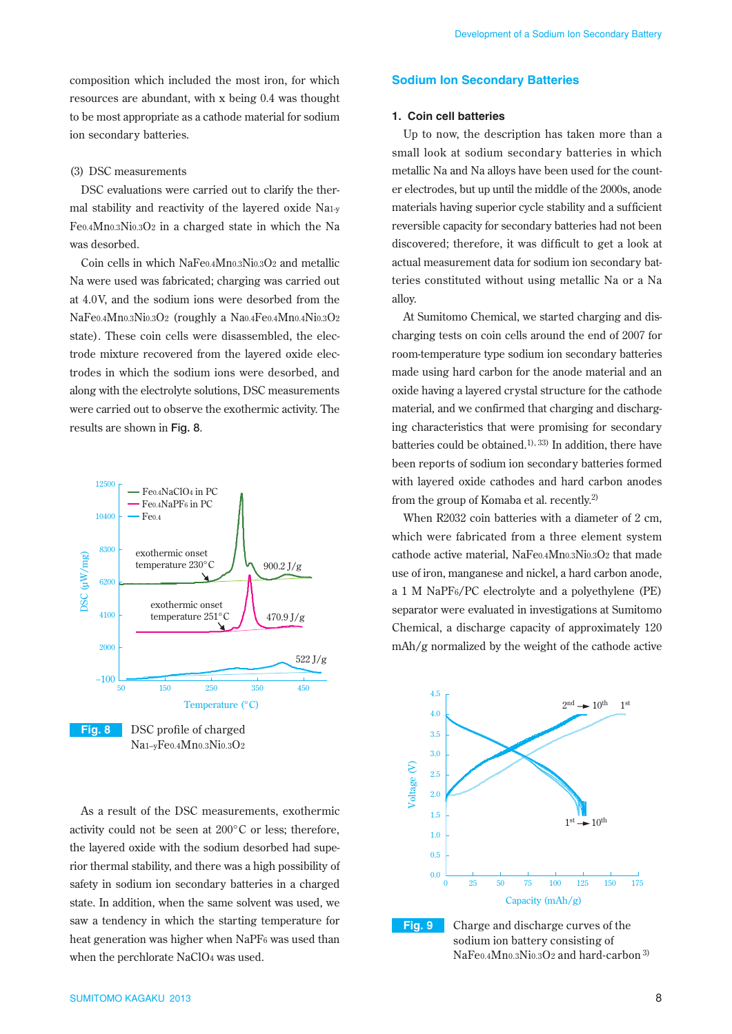composition which included the most iron, for which resources are abundant, with x being 0.4 was thought to be most appropriate as a cathode material for sodium ion secondary batteries.

(3) DSC measurements

DSC evaluations were carried out to clarify the thermal stability and reactivity of the layered oxide $Na_{1-y}Fe_{0.4}Mn_{0.3}Ni_{0.3}O_2$ in a charged state in which the Na was desorbed.

Coin cells in which $NaFe_{0.4}Mn_{0.3}Ni_{0.3}O_2$ and metallic Na were used was fabricated; charging was carried out at 4.0V, and the sodium ions were desorbed from the $NaFe_{0.4}Mn_{0.3}Ni_{0.3}O_2$ (roughly a $Na_{0.4}Fe_{0.4}Mn_{0.4}Ni_{0.3}O_2$ state). These coin cells were disassembled, the electrode mixture recovered from the layered oxide electrodes in which the sodium ions were desorbed, and along with the electrolyte solutions, DSC measurements were carried out to observe the exothermic activity. The results are shown in **Fig. 8**.

**Fig. 8** DSC profile of charged $Na_{1-y}Fe_{0.4}Mn_{0.3}Ni_{0.3}O_2$

As a result of the DSC measurements, exothermic activity could not be seen at 200°C or less; therefore, the layered oxide with the sodium desorbed had superior thermal stability, and there was a high possibility of safety in sodium ion secondary batteries in a charged state. In addition, when the same solvent was used, we saw a tendency in which the starting temperature for heat generation was higher when $NaPF_6$ was used than when the perchlorate $NaClO_4$ was used.

## Sodium Ion Secondary Batteries

### 1. Coin cell batteries

Up to now, the description has taken more than a small look at sodium secondary batteries in which metallic Na and Na alloys have been used for the counter electrodes, but up until the middle of the 2000s, anode materials having superior cycle stability and a sufficient reversible capacity for secondary batteries had not been discovered; therefore, it was difficult to get a look at actual measurement data for sodium ion secondary batteries constituted without using metallic Na or a Na alloy.

At Sumitomo Chemical, we started charging and discharging tests on coin cells around the end of 2007 for room-temperature type sodium ion secondary batteries made using hard carbon for the anode material and an oxide having a layered crystal structure for the cathode material, and we confirmed that charging and discharging characteristics that were promising for secondary batteries could be obtained.[1), 33)] In addition, there have been reports of sodium ion secondary batteries formed with layered oxide cathodes and hard carbon anodes from the group of Komaba et al. recently.[2)]

When R2032 coin batteries with a diameter of 2 cm, which were fabricated from a three element system cathode active material, $NaFe_{0.4}Mn_{0.3}Ni_{0.3}O_2$ that made use of iron, manganese and nickel, a hard carbon anode, a 1 M $NaPF_6$/PC electrolyte and a polyethylene (PE) separator were evaluated in investigations at Sumitomo Chemical, a discharge capacity of approximately 120 mAh/g normalized by the weight of the cathode active

**Fig. 9** Charge and discharge curves of the sodium ion battery consisting of $NaFe_{0.4}Mn_{0.3}Ni_{0.3}O_2$ and hard-carbon[3)]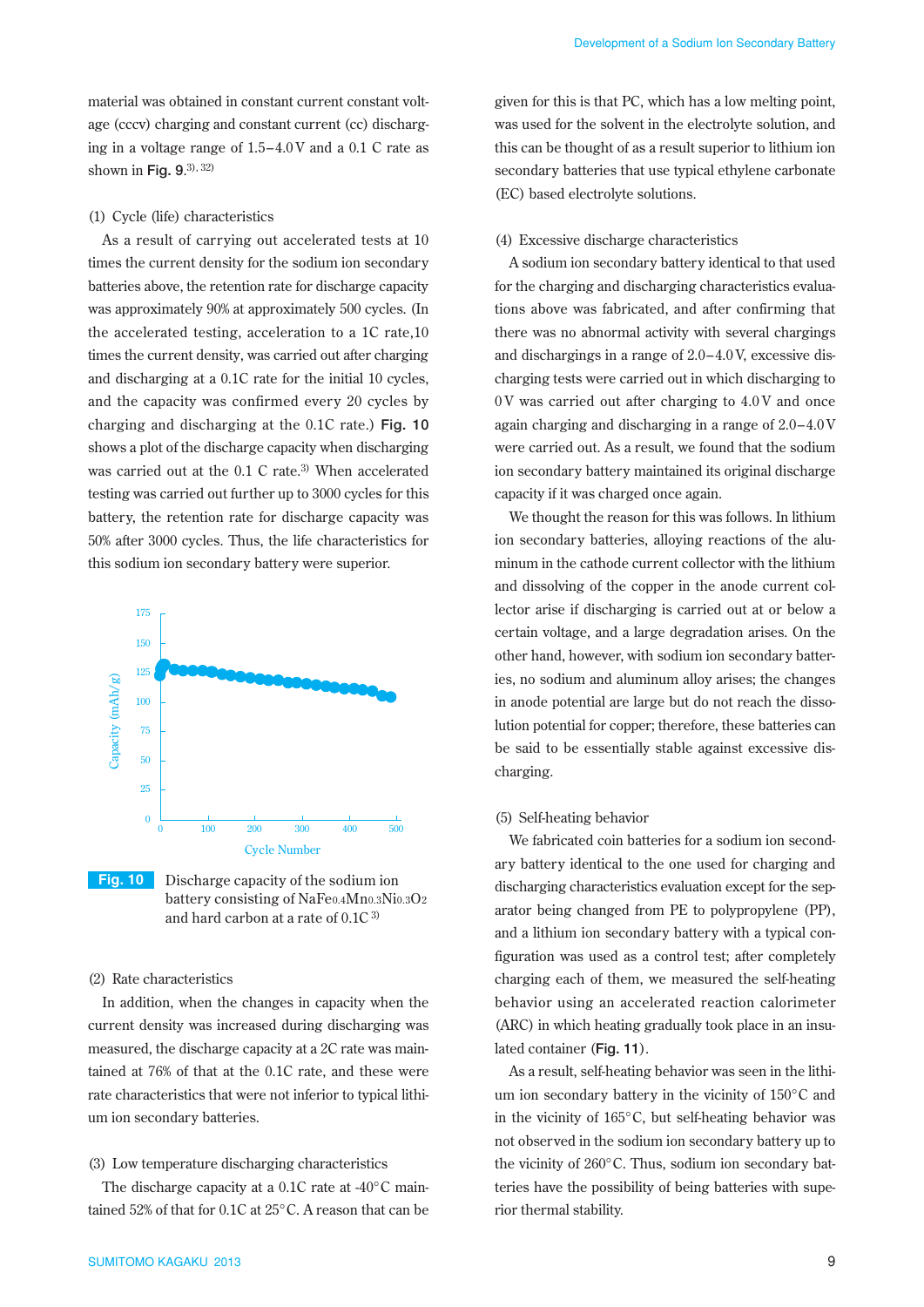material was obtained in constant current constant voltage (cccv) charging and constant current (cc) discharging in a voltage range of 1.5–4.0 V and a 0.1 C rate as shown in **Fig. 9**.[3), 32)]

(1) Cycle (life) characteristics

As a result of carrying out accelerated tests at 10 times the current density for the sodium ion secondary batteries above, the retention rate for discharge capacity was approximately 90% at approximately 500 cycles. (In the accelerated testing, acceleration to a 1C rate,10 times the current density, was carried out after charging and discharging at a 0.1C rate for the initial 10 cycles, and the capacity was confirmed every 20 cycles by charging and discharging at the 0.1C rate.) **Fig. 10** shows a plot of the discharge capacity when discharging was carried out at the 0.1 C rate.[3)] When accelerated testing was carried out further up to 3000 cycles for this battery, the retention rate for discharge capacity was 50% after 3000 cycles. Thus, the life characteristics for this sodium ion secondary battery were superior.

**Fig. 10** Discharge capacity of the sodium ion battery consisting of $NaFe_{0.4}Mn_{0.3}Ni_{0.3}O_2$ and hard carbon at a rate of 0.1C [3)]

(2) Rate characteristics

In addition, when the changes in capacity when the current density was increased during discharging was measured, the discharge capacity at a 2C rate was maintained at 76% of that at the 0.1C rate, and these were rate characteristics that were not inferior to typical lithium ion secondary batteries.

(3) Low temperature discharging characteristics

The discharge capacity at a 0.1C rate at -40°C maintained 52% of that for 0.1C at 25°C. A reason that can be given for this is that PC, which has a low melting point, was used for the solvent in the electrolyte solution, and this can be thought of as a result superior to lithium ion secondary batteries that use typical ethylene carbonate (EC) based electrolyte solutions.

(4) Excessive discharge characteristics

A sodium ion secondary battery identical to that used for the charging and discharging characteristics evaluations above was fabricated, and after confirming that there was no abnormal activity with several chargings and dischargings in a range of 2.0–4.0 V, excessive discharging tests were carried out in which discharging to 0 V was carried out after charging to 4.0 V and once again charging and discharging in a range of 2.0–4.0 V were carried out. As a result, we found that the sodium ion secondary battery maintained its original discharge capacity if it was charged once again.

We thought the reason for this was follows. In lithium ion secondary batteries, alloying reactions of the aluminum in the cathode current collector with the lithium and dissolving of the copper in the anode current collector arise if discharging is carried out at or below a certain voltage, and a large degradation arises. On the other hand, however, with sodium ion secondary batteries, no sodium and aluminum alloy arises; the changes in anode potential are large but do not reach the dissolution potential for copper; therefore, these batteries can be said to be essentially stable against excessive discharging.

(5) Self-heating behavior

We fabricated coin batteries for a sodium ion secondary battery identical to the one used for charging and discharging characteristics evaluation except for the separator being changed from PE to polypropylene (PP), and a lithium ion secondary battery with a typical configuration was used as a control test; after completely charging each of them, we measured the self-heating behavior using an accelerated reaction calorimeter (ARC) in which heating gradually took place in an insulated container (**Fig. 11**).

As a result, self-heating behavior was seen in the lithium ion secondary battery in the vicinity of 150°C and in the vicinity of 165°C, but self-heating behavior was not observed in the sodium ion secondary battery up to the vicinity of 260°C. Thus, sodium ion secondary batteries have the possibility of being batteries with superior thermal stability.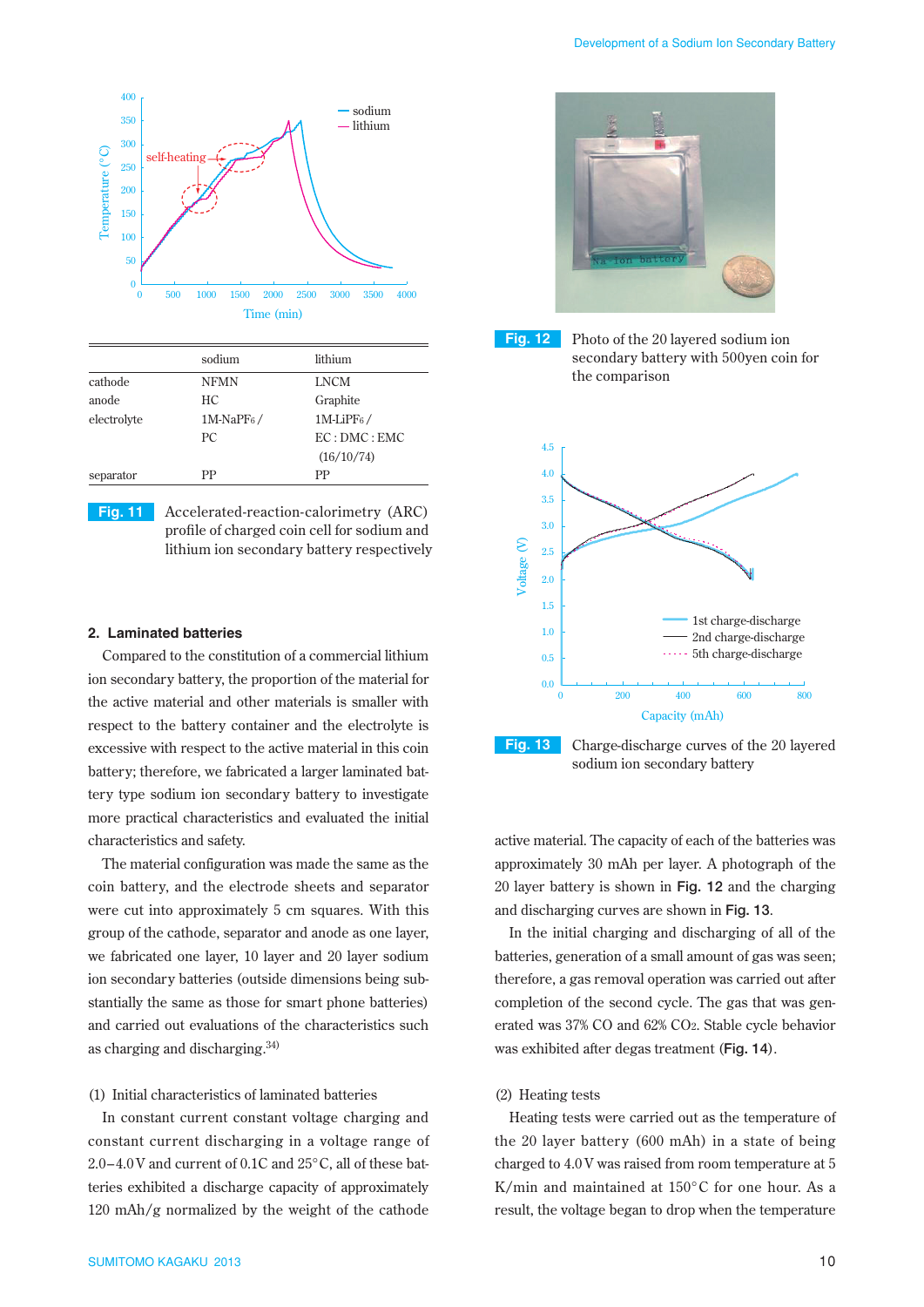| | sodium | lithium |
|---|---|---|
| cathode | NFMN | LNCM |
| anode | HC | Graphite |
| electrolyte | 1M-$NaPF_6$ / PC | 1M-$LiPF_6$ / EC : DMC : EMC (16/10/74) |
| separator | PP | PP |

**Fig. 11** Accelerated-reaction-calorimetry (ARC) profile of charged coin cell for sodium and lithium ion secondary battery respectively

## 2. Laminated batteries

Compared to the constitution of a commercial lithium ion secondary battery, the proportion of the material for the active material and other materials is smaller with respect to the battery container and the electrolyte is excessive with respect to the active material in this coin battery; therefore, we fabricated a larger laminated battery type sodium ion secondary battery to investigate more practical characteristics and evaluated the initial characteristics and safety.

The material configuration was made the same as the coin battery, and the electrode sheets and separator were cut into approximately 5 cm squares. With this group of the cathode, separator and anode as one layer, we fabricated one layer, 10 layer and 20 layer sodium ion secondary batteries (outside dimensions being substantially the same as those for smart phone batteries) and carried out evaluations of the characteristics such as charging and discharging.[34]

(1) Initial characteristics of laminated batteries

In constant current constant voltage charging and constant current discharging in a voltage range of 2.0–4.0 V and current of 0.1C and 25°C, all of these batteries exhibited a discharge capacity of approximately 120 mAh/g normalized by the weight of the cathode active material. The capacity of each of the batteries was approximately 30 mAh per layer. A photograph of the 20 layer battery is shown in **Fig. 12** and the charging and discharging curves are shown in **Fig. 13**.

**Fig. 12** Photo of the 20 layered sodium ion secondary battery with 500yen coin for the comparison

**Fig. 13** Charge-discharge curves of the 20 layered sodium ion secondary battery

In the initial charging and discharging of all of the batteries, generation of a small amount of gas was seen; therefore, a gas removal operation was carried out after completion of the second cycle. The gas that was generated was 37% CO and 62% $CO_2$. Stable cycle behavior was exhibited after degas treatment (**Fig. 14**).

(2) Heating tests

Heating tests were carried out as the temperature of the 20 layer battery (600 mAh) in a state of being charged to 4.0 V was raised from room temperature at 5 K/min and maintained at 150°C for one hour. As a result, the voltage began to drop when the temperature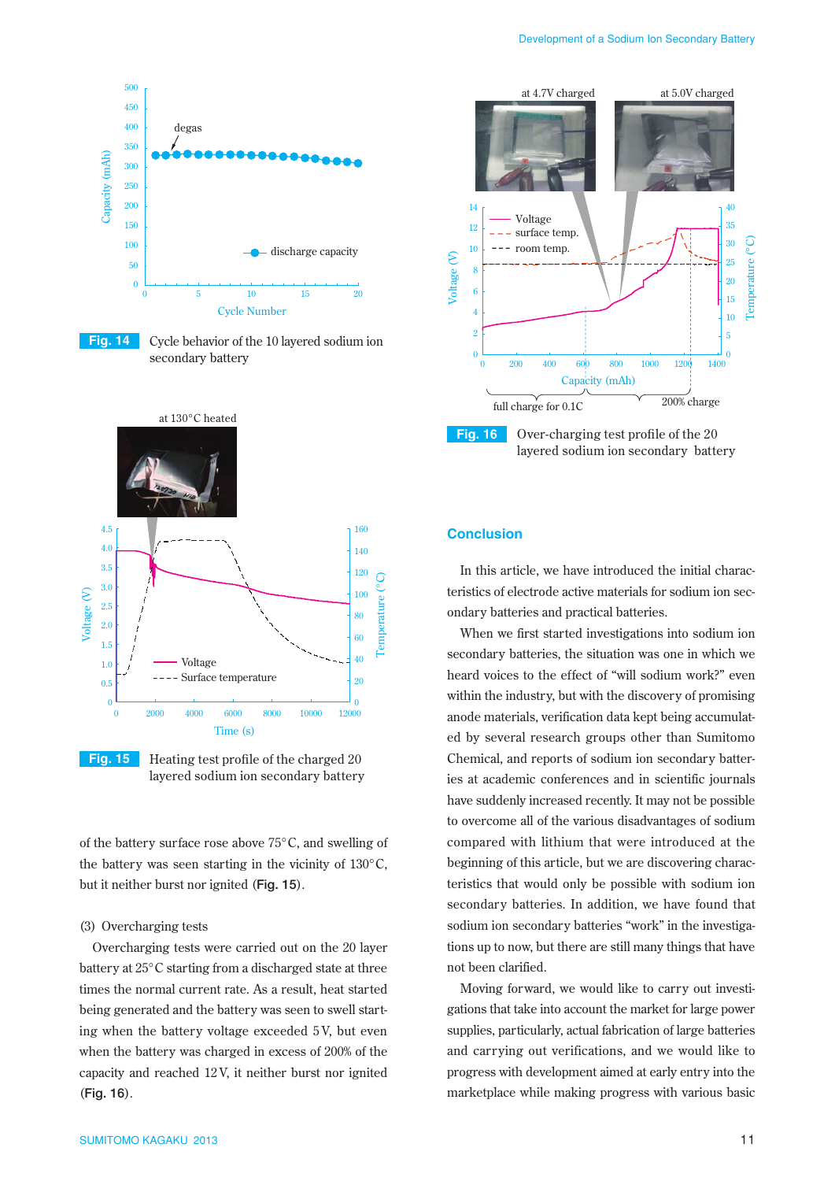Fig. 14 Cycle behavior of the 10 layered sodium ion secondary battery

Fig. 15 Heating test profile of the charged 20 layered sodium ion secondary battery

of the battery surface rose above 75°C, and swelling of the battery was seen starting in the vicinity of 130°C, but it neither burst nor ignited (**Fig. 15**).

(3) Overcharging tests

Overcharging tests were carried out on the 20 layer battery at 25°C starting from a discharged state at three times the normal current rate. As a result, heat started being generated and the battery was seen to swell starting when the battery voltage exceeded 5 V, but even when the battery was charged in excess of 200% of the capacity and reached 12 V, it neither burst nor ignited (**Fig. 16**).

Fig. 16 Over-charging test profile of the 20 layered sodium ion secondary battery

## Conclusion

In this article, we have introduced the initial characteristics of electrode active materials for sodium ion secondary batteries and practical batteries.

When we first started investigations into sodium ion secondary batteries, the situation was one in which we heard voices to the effect of "will sodium work?" even within the industry, but with the discovery of promising anode materials, verification data kept being accumulated by several research groups other than Sumitomo Chemical, and reports of sodium ion secondary batteries at academic conferences and in scientific journals have suddenly increased recently. It may not be possible to overcome all of the various disadvantages of sodium compared with lithium that were introduced at the beginning of this article, but we are discovering characteristics that would only be possible with sodium ion secondary batteries. In addition, we have found that sodium ion secondary batteries "work" in the investigations up to now, but there are still many things that have not been clarified.

Moving forward, we would like to carry out investigations that take into account the market for large power supplies, particularly, actual fabrication of large batteries and carrying out verifications, and we would like to progress with development aimed at early entry into the marketplace while making progress with various basic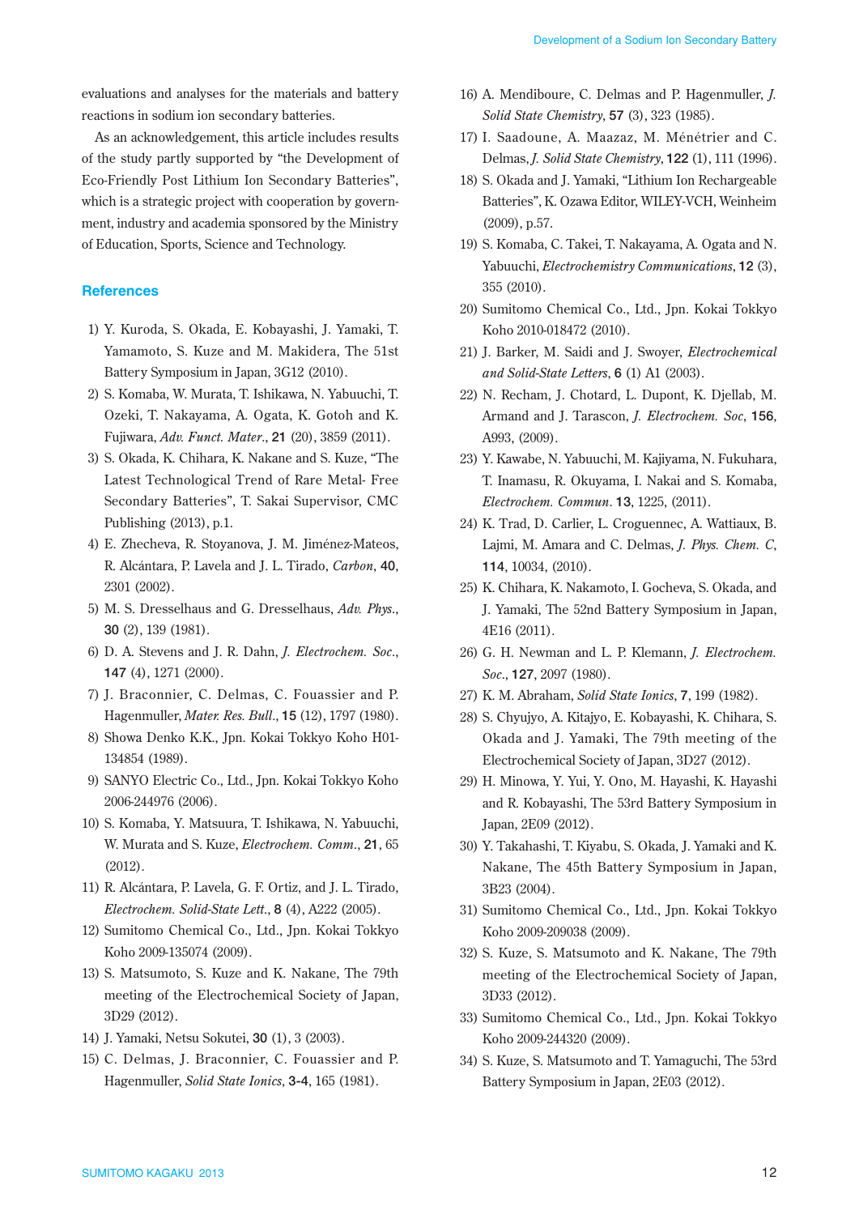evaluations and analyses for the materials and battery reactions in sodium ion secondary batteries.

As an acknowledgement, this article includes results of the study partly supported by "the Development of Eco-Friendly Post Lithium Ion Secondary Batteries", which is a strategic project with cooperation by government, industry and academia sponsored by the Ministry of Education, Sports, Science and Technology.

## References

1) Y. Kuroda, S. Okada, E. Kobayashi, J. Yamaki, T. Yamamoto, S. Kuze and M. Makidera, The 51st Battery Symposium in Japan, 3G12 (2010).
2) S. Komaba, W. Murata, T. Ishikawa, N. Yabuuchi, T. Ozeki, T. Nakayama, A. Ogata, K. Gotoh and K. Fujiwara, *Adv. Funct. Mater.*, **21** (20), 3859 (2011).
3) S. Okada, K. Chihara, K. Nakane and S. Kuze, "The Latest Technological Trend of Rare Metal- Free Secondary Batteries", T. Sakai Supervisor, CMC Publishing (2013), p.1.
4) E. Zhecheva, R. Stoyanova, J. M. Jiménez-Mateos, R. Alcántara, P. Lavela and J. L. Tirado, *Carbon*, **40**, 2301 (2002).
5) M. S. Dresselhaus and G. Dresselhaus, *Adv. Phys.*, **30** (2), 139 (1981).
6) D. A. Stevens and J. R. Dahn, *J. Electrochem. Soc.*, **147** (4), 1271 (2000).
7) J. Braconnier, C. Delmas, C. Fouassier and P. Hagenmuller, *Mater. Res. Bull.*, **15** (12), 1797 (1980).
8) Showa Denko K.K., Jpn. Kokai Tokkyo Koho H01-134854 (1989).
9) SANYO Electric Co., Ltd., Jpn. Kokai Tokkyo Koho 2006-244976 (2006).
10) S. Komaba, Y. Matsuura, T. Ishikawa, N. Yabuuchi, W. Murata and S. Kuze, *Electrochem. Comm.*, **21**, 65 (2012).
11) R. Alcántara, P. Lavela, G. F. Ortiz, and J. L. Tirado, *Electrochem. Solid-State Lett.*, **8** (4), A222 (2005).
12) Sumitomo Chemical Co., Ltd., Jpn. Kokai Tokkyo Koho 2009-135074 (2009).
13) S. Matsumoto, S. Kuze and K. Nakane, The 79th meeting of the Electrochemical Society of Japan, 3D29 (2012).
14) J. Yamaki, Netsu Sokutei, **30** (1), 3 (2003).
15) C. Delmas, J. Braconnier, C. Fouassier and P. Hagenmuller, *Solid State Ionics*, **3-4**, 165 (1981).
16) A. Mendiboure, C. Delmas and P. Hagenmuller, *J. Solid State Chemistry*, **57** (3), 323 (1985).
17) I. Saadoune, A. Maazaz, M. Ménétrier and C. Delmas, *J. Solid State Chemistry*, **122** (1), 111 (1996).
18) S. Okada and J. Yamaki, "Lithium Ion Rechargeable Batteries", K. Ozawa Editor, WILEY-VCH, Weinheim (2009), p.57.
19) S. Komaba, C. Takei, T. Nakayama, A. Ogata and N. Yabuuchi, *Electrochemistry Communications*, **12** (3), 355 (2010).
20) Sumitomo Chemical Co., Ltd., Jpn. Kokai Tokkyo Koho 2010-018472 (2010).
21) J. Barker, M. Saidi and J. Swoyer, *Electrochemical and Solid-State Letters*, **6** (1) A1 (2003).
22) N. Recham, J. Chotard, L. Dupont, K. Djellab, M. Armand and J. Tarascon, *J. Electrochem. Soc*, **156**, A993, (2009).
23) Y. Kawabe, N. Yabuuchi, M. Kajiyama, N. Fukuhara, T. Inamasu, R. Okuyama, I. Nakai and S. Komaba, *Electrochem. Commun.* **13**, 1225, (2011).
24) K. Trad, D. Carlier, L. Croguennec, A. Wattiaux, B. Lajmi, M. Amara and C. Delmas, *J. Phys. Chem. C*, **114**, 10034, (2010).
25) K. Chihara, K. Nakamoto, I. Gocheva, S. Okada, and J. Yamaki, The 52nd Battery Symposium in Japan, 4E16 (2011).
26) G. H. Newman and L. P. Klemann, *J. Electrochem. Soc.*, **127**, 2097 (1980).
27) K. M. Abraham, *Solid State Ionics*, **7**, 199 (1982).
28) S. Chyujyo, A. Kitajyo, E. Kobayashi, K. Chihara, S. Okada and J. Yamaki, The 79th meeting of the Electrochemical Society of Japan, 3D27 (2012).
29) H. Minowa, Y. Yui, Y. Ono, M. Hayashi, K. Hayashi and R. Kobayashi, The 53rd Battery Symposium in Japan, 2E09 (2012).
30) Y. Takahashi, T. Kiyabu, S. Okada, J. Yamaki and K. Nakane, The 45th Battery Symposium in Japan, 3B23 (2004).
31) Sumitomo Chemical Co., Ltd., Jpn. Kokai Tokkyo Koho 2009-209038 (2009).
32) S. Kuze, S. Matsumoto and K. Nakane, The 79th meeting of the Electrochemical Society of Japan, 3D33 (2012).
33) Sumitomo Chemical Co., Ltd., Jpn. Kokai Tokkyo Koho 2009-244320 (2009).
34) S. Kuze, S. Matsumoto and T. Yamaguchi, The 53rd Battery Symposium in Japan, 2E03 (2012).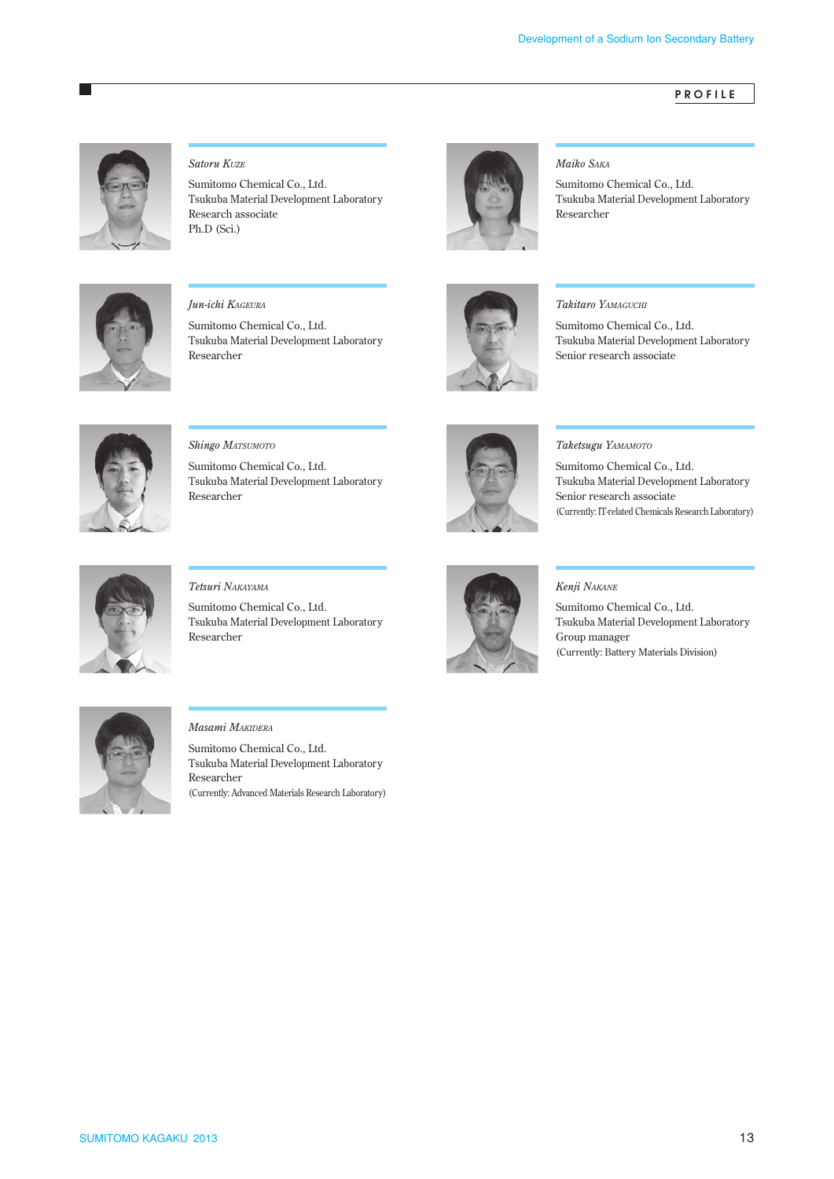## PROFILE

*Satoru Kuze*

Sumitomo Chemical Co., Ltd.
Tsukuba Material Development Laboratory
Research associate
Ph.D (Sci.)

*Maiko Saka*

Sumitomo Chemical Co., Ltd.
Tsukuba Material Development Laboratory
Researcher

*Jun-ichi Kageura*

Sumitomo Chemical Co., Ltd.
Tsukuba Material Development Laboratory
Researcher

*Takitaro Yamaguchi*

Sumitomo Chemical Co., Ltd.
Tsukuba Material Development Laboratory
Senior research associate

*Shingo Matsumoto*

Sumitomo Chemical Co., Ltd.
Tsukuba Material Development Laboratory
Researcher

*Taketsugu Yamamoto*

Sumitomo Chemical Co., Ltd.
Tsukuba Material Development Laboratory
Senior research associate
(Currently: IT-related Chemicals Research Laboratory)

*Tetsuri Nakayama*

Sumitomo Chemical Co., Ltd.
Tsukuba Material Development Laboratory
Researcher

*Kenji Nakane*

Sumitomo Chemical Co., Ltd.
Tsukuba Material Development Laboratory
Group manager
(Currently: Battery Materials Division)

*Masami Makidera*

Sumitomo Chemical Co., Ltd.
Tsukuba Material Development Laboratory
Researcher
(Currently: Advanced Materials Research Laboratory)